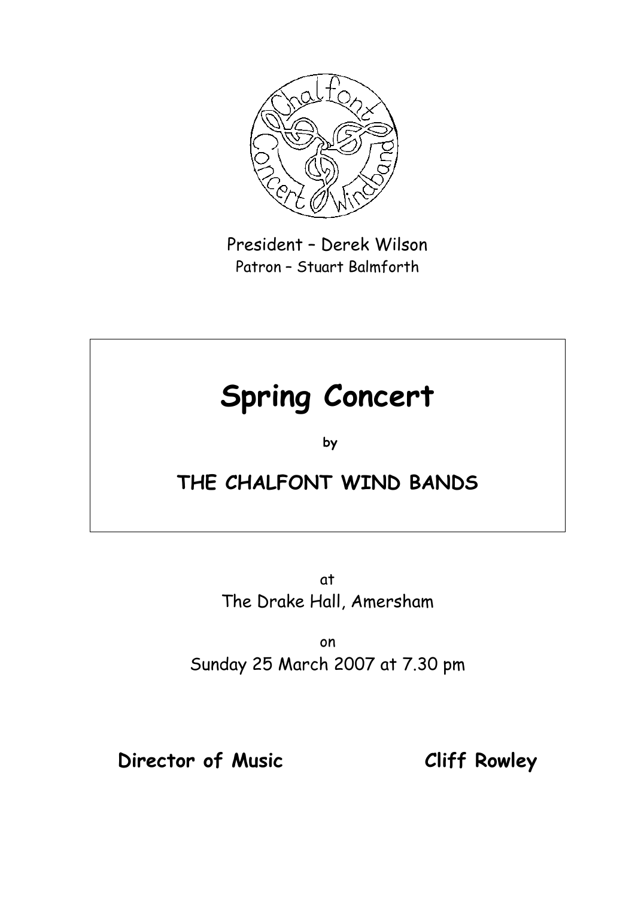President – Derek Wilson

Patron – Stuart Balmforth

# Spring Concert

**by**

## THE CHALFONT WIND BANDS

at

The Drake Hall, Amersham

on

Sunday 25 March 2007 at 7.30 pm

**Director of Music** **Cliff Rowley**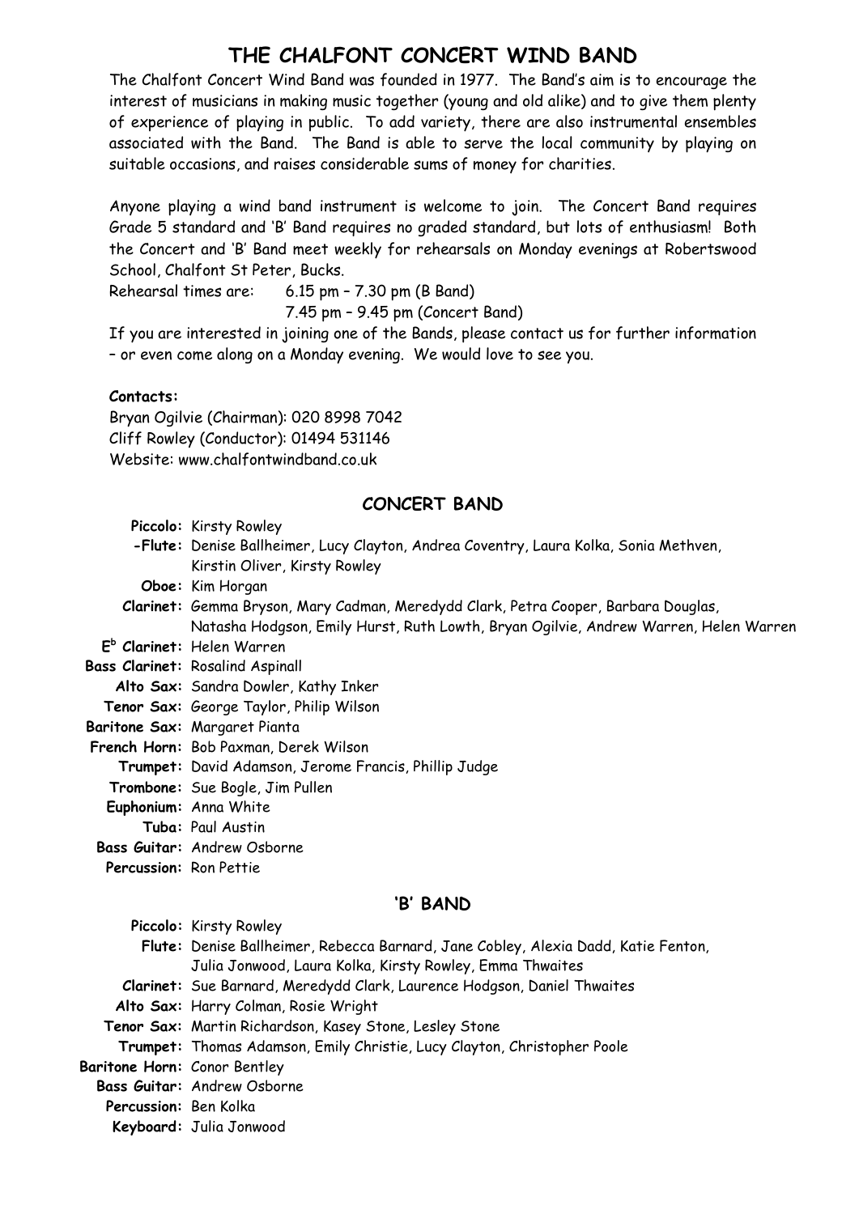# THE CHALFONT CONCERT WIND BAND

The Chalfont Concert Wind Band was founded in 1977. The Band's aim is to encourage the interest of musicians in making music together (young and old alike) and to give them plenty of experience of playing in public. To add variety, there are also instrumental ensembles associated with the Band. The Band is able to serve the local community by playing on suitable occasions, and raises considerable sums of money for charities.

Anyone playing a wind band instrument is welcome to join. The Concert Band requires Grade 5 standard and 'B' Band requires no graded standard, but lots of enthusiasm! Both the Concert and 'B' Band meet weekly for rehearsals on Monday evenings at Robertswood School, Chalfont St Peter, Bucks.

Rehearsal times are: 6.15 pm – 7.30 pm (B Band)
7.45 pm – 9.45 pm (Concert Band)

If you are interested in joining one of the Bands, please contact us for further information – or even come along on a Monday evening. We would love to see you.

**Contacts:**

Bryan Ogilvie (Chairman): 020 8998 7042
Cliff Rowley (Conductor): 01494 531146
Website: www.chalfontwindband.co.uk

## CONCERT BAND

**Piccolo:** Kirsty Rowley
**-Flute:** Denise Ballheimer, Lucy Clayton, Andrea Coventry, Laura Kolka, Sonia Methven, Kirstin Oliver, Kirsty Rowley
**Oboe:** Kim Horgan
**Clarinet:** Gemma Bryson, Mary Cadman, Meredydd Clark, Petra Cooper, Barbara Douglas, Natasha Hodgson, Emily Hurst, Ruth Lowth, Bryan Ogilvie, Andrew Warren, Helen Warren
**E♭ Clarinet:** Helen Warren
**Bass Clarinet:** Rosalind Aspinall
**Alto Sax:** Sandra Dowler, Kathy Inker
**Tenor Sax:** George Taylor, Philip Wilson
**Baritone Sax:** Margaret Pianta
**French Horn:** Bob Paxman, Derek Wilson
**Trumpet:** David Adamson, Jerome Francis, Phillip Judge
**Trombone:** Sue Bogle, Jim Pullen
**Euphonium:** Anna White
**Tuba:** Paul Austin
**Bass Guitar:** Andrew Osborne
**Percussion:** Ron Pettie

## 'B' BAND

**Piccolo:** Kirsty Rowley
**Flute:** Denise Ballheimer, Rebecca Barnard, Jane Cobley, Alexia Dadd, Katie Fenton, Julia Jonwood, Laura Kolka, Kirsty Rowley, Emma Thwaites
**Clarinet:** Sue Barnard, Meredydd Clark, Laurence Hodgson, Daniel Thwaites
**Alto Sax:** Harry Colman, Rosie Wright
**Tenor Sax:** Martin Richardson, Kasey Stone, Lesley Stone
**Trumpet:** Thomas Adamson, Emily Christie, Lucy Clayton, Christopher Poole
**Baritone Horn:** Conor Bentley
**Bass Guitar:** Andrew Osborne
**Percussion:** Ben Kolka
**Keyboard:** Julia Jonwood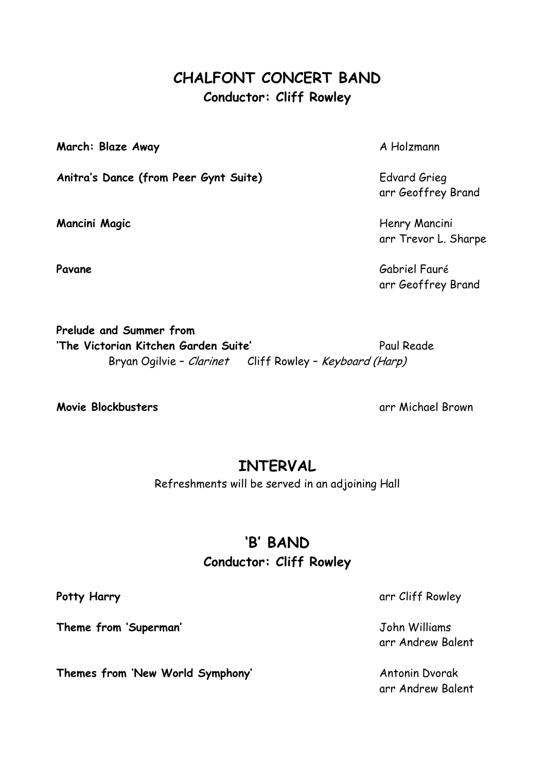## CHALFONT CONCERT BAND

### Conductor: Cliff Rowley

**March: Blaze Away** — A Holzmann

**Anitra's Dance (from Peer Gynt Suite)** — Edvard Grieg, arr Geoffrey Brand

**Mancini Magic** — Henry Mancini, arr Trevor L. Sharpe

**Pavane** — Gabriel Fauré, arr Geoffrey Brand

**Prelude and Summer from 'The Victorian Kitchen Garden Suite'** — Paul Reade

Bryan Ogilvie – *Clarinet* Cliff Rowley – *Keyboard (Harp)*

**Movie Blockbusters** — arr Michael Brown

## INTERVAL

Refreshments will be served in an adjoining Hall

## 'B' BAND

### Conductor: Cliff Rowley

**Potty Harry** — arr Cliff Rowley

**Theme from 'Superman'** — John Williams, arr Andrew Balent

**Themes from 'New World Symphony'** — Antonin Dvorak, arr Andrew Balent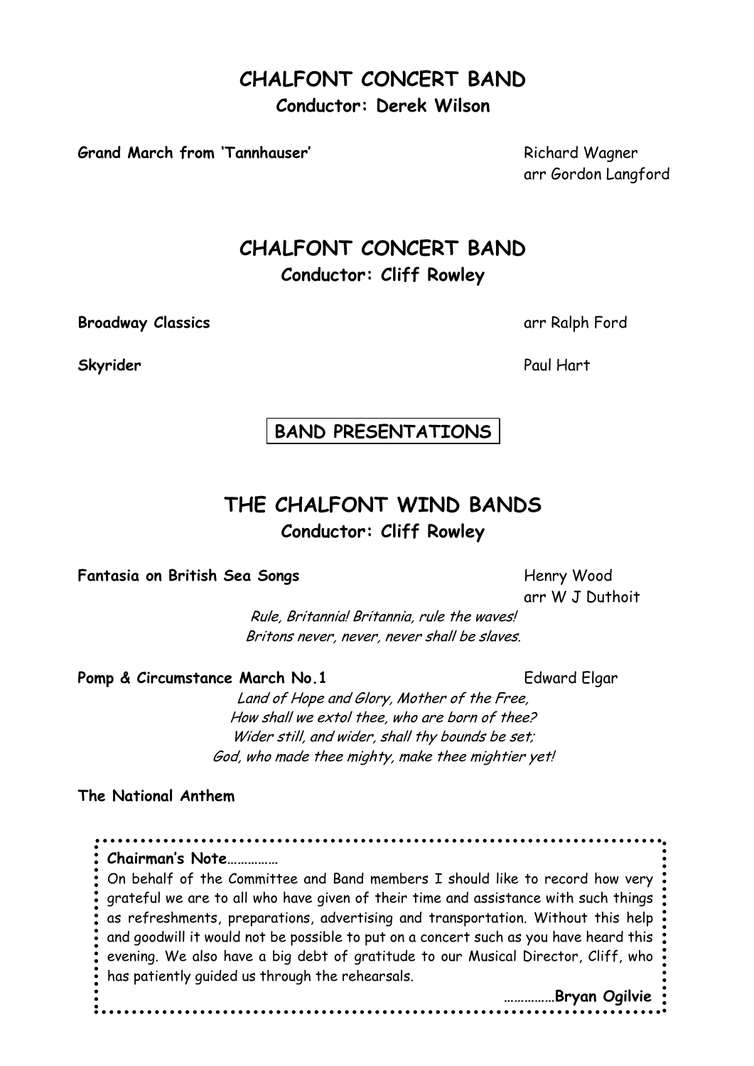## CHALFONT CONCERT BAND

**Conductor: Derek Wilson**

**Grand March from 'Tannhauser'** — Richard Wagner, arr Gordon Langford

## CHALFONT CONCERT BAND

**Conductor: Cliff Rowley**

**Broadway Classics** — arr Ralph Ford

**Skyrider** — Paul Hart

**BAND PRESENTATIONS**

## THE CHALFONT WIND BANDS

**Conductor: Cliff Rowley**

**Fantasia on British Sea Songs** — Henry Wood, arr W J Duthoit

*Rule, Britannia! Britannia, rule the waves!*
*Britons never, never, never shall be slaves.*

**Pomp & Circumstance March No.1** — Edward Elgar

*Land of Hope and Glory, Mother of the Free,*
*How shall we extol thee, who are born of thee?*
*Wider still, and wider, shall thy bounds be set;*
*God, who made thee mighty, make thee mightier yet!*

**The National Anthem**

**Chairman's Note……………**

On behalf of the Committee and Band members I should like to record how very grateful we are to all who have given of their time and assistance with such things as refreshments, preparations, advertising and transportation. Without this help and goodwill it would not be possible to put on a concert such as you have heard this evening. We also have a big debt of gratitude to our Musical Director, Cliff, who has patiently guided us through the rehearsals.

……………**Bryan Ogilvie**